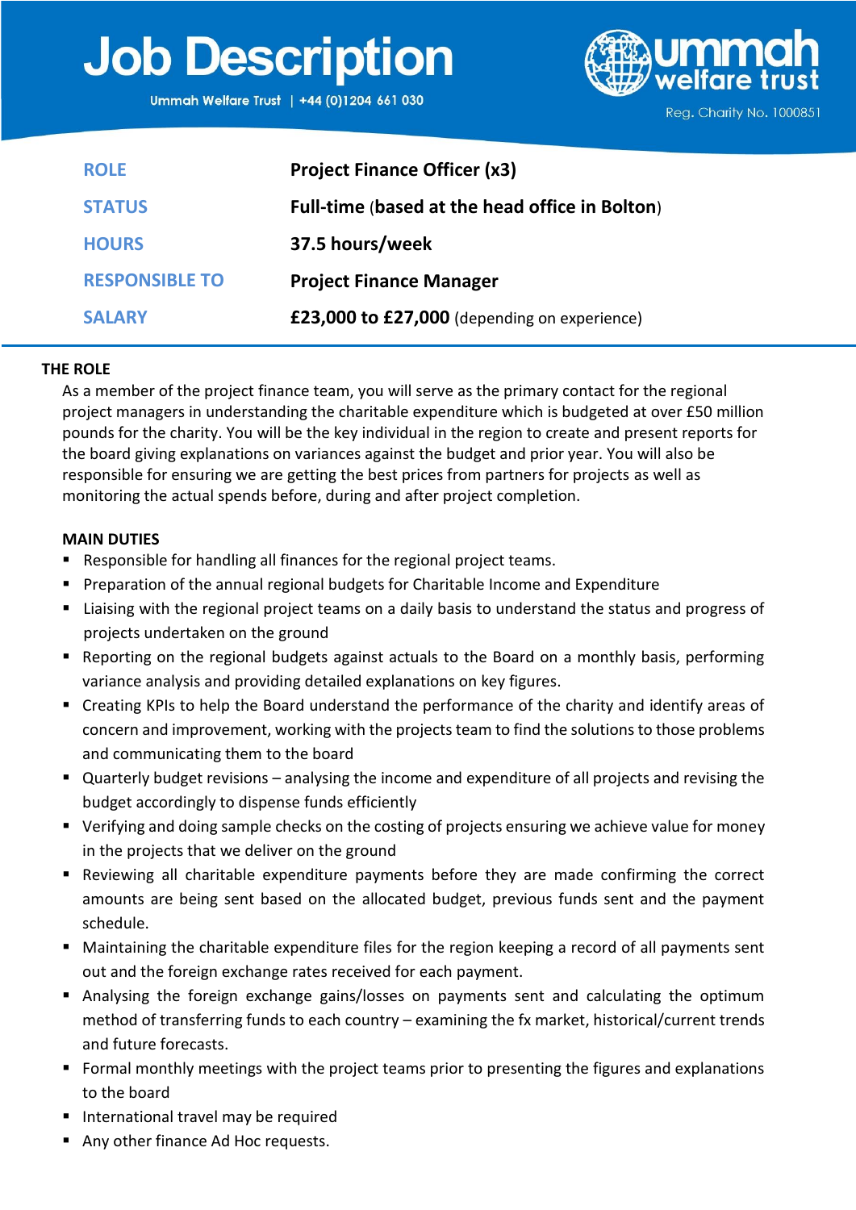# Job Description

Ummah Welfare Trust | +44 (0)1204 661 030

ummah welfare trust

Reg. Charity No. 1000851

| ROLE | Project Finance Officer (x3) |
| --- | --- |
| STATUS | Full-time (based at the head office in Bolton) |
| HOURS | 37.5 hours/week |
| RESPONSIBLE TO | Project Finance Manager |
| SALARY | £23,000 to £27,000 (depending on experience) |

## THE ROLE

As a member of the project finance team, you will serve as the primary contact for the regional project managers in understanding the charitable expenditure which is budgeted at over £50 million pounds for the charity. You will be the key individual in the region to create and present reports for the board giving explanations on variances against the budget and prior year. You will also be responsible for ensuring we are getting the best prices from partners for projects as well as monitoring the actual spends before, during and after project completion.

## MAIN DUTIES

- Responsible for handling all finances for the regional project teams.
- Preparation of the annual regional budgets for Charitable Income and Expenditure
- Liaising with the regional project teams on a daily basis to understand the status and progress of projects undertaken on the ground
- Reporting on the regional budgets against actuals to the Board on a monthly basis, performing variance analysis and providing detailed explanations on key figures.
- Creating KPIs to help the Board understand the performance of the charity and identify areas of concern and improvement, working with the projects team to find the solutions to those problems and communicating them to the board
- Quarterly budget revisions – analysing the income and expenditure of all projects and revising the budget accordingly to dispense funds efficiently
- Verifying and doing sample checks on the costing of projects ensuring we achieve value for money in the projects that we deliver on the ground
- Reviewing all charitable expenditure payments before they are made confirming the correct amounts are being sent based on the allocated budget, previous funds sent and the payment schedule.
- Maintaining the charitable expenditure files for the region keeping a record of all payments sent out and the foreign exchange rates received for each payment.
- Analysing the foreign exchange gains/losses on payments sent and calculating the optimum method of transferring funds to each country – examining the fx market, historical/current trends and future forecasts.
- Formal monthly meetings with the project teams prior to presenting the figures and explanations to the board
- International travel may be required
- Any other finance Ad Hoc requests.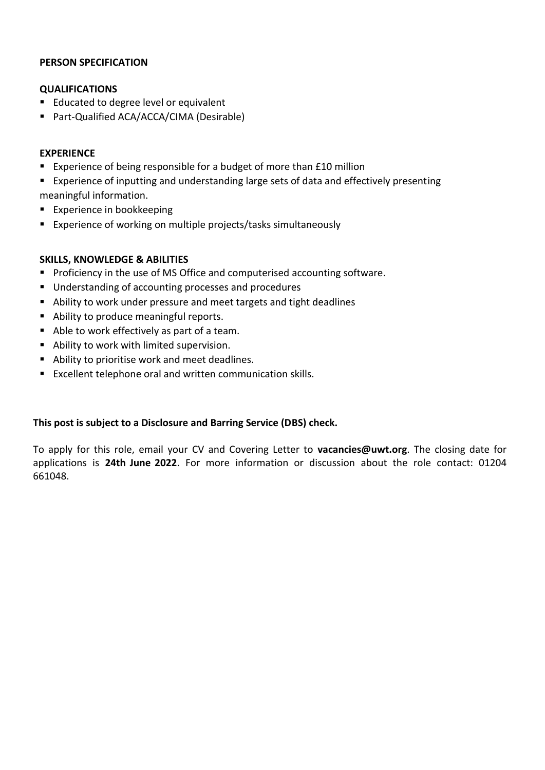## PERSON SPECIFICATION

### QUALIFICATIONS

- Educated to degree level or equivalent
- Part-Qualified ACA/ACCA/CIMA (Desirable)

### EXPERIENCE

- Experience of being responsible for a budget of more than £10 million
- Experience of inputting and understanding large sets of data and effectively presenting meaningful information.
- Experience in bookkeeping
- Experience of working on multiple projects/tasks simultaneously

### SKILLS, KNOWLEDGE & ABILITIES

- Proficiency in the use of MS Office and computerised accounting software.
- Understanding of accounting processes and procedures
- Ability to work under pressure and meet targets and tight deadlines
- Ability to produce meaningful reports.
- Able to work effectively as part of a team.
- Ability to work with limited supervision.
- Ability to prioritise work and meet deadlines.
- Excellent telephone oral and written communication skills.

**This post is subject to a Disclosure and Barring Service (DBS) check.**

To apply for this role, email your CV and Covering Letter to **vacancies@uwt.org**. The closing date for applications is **24th June 2022**. For more information or discussion about the role contact: 01204 661048.